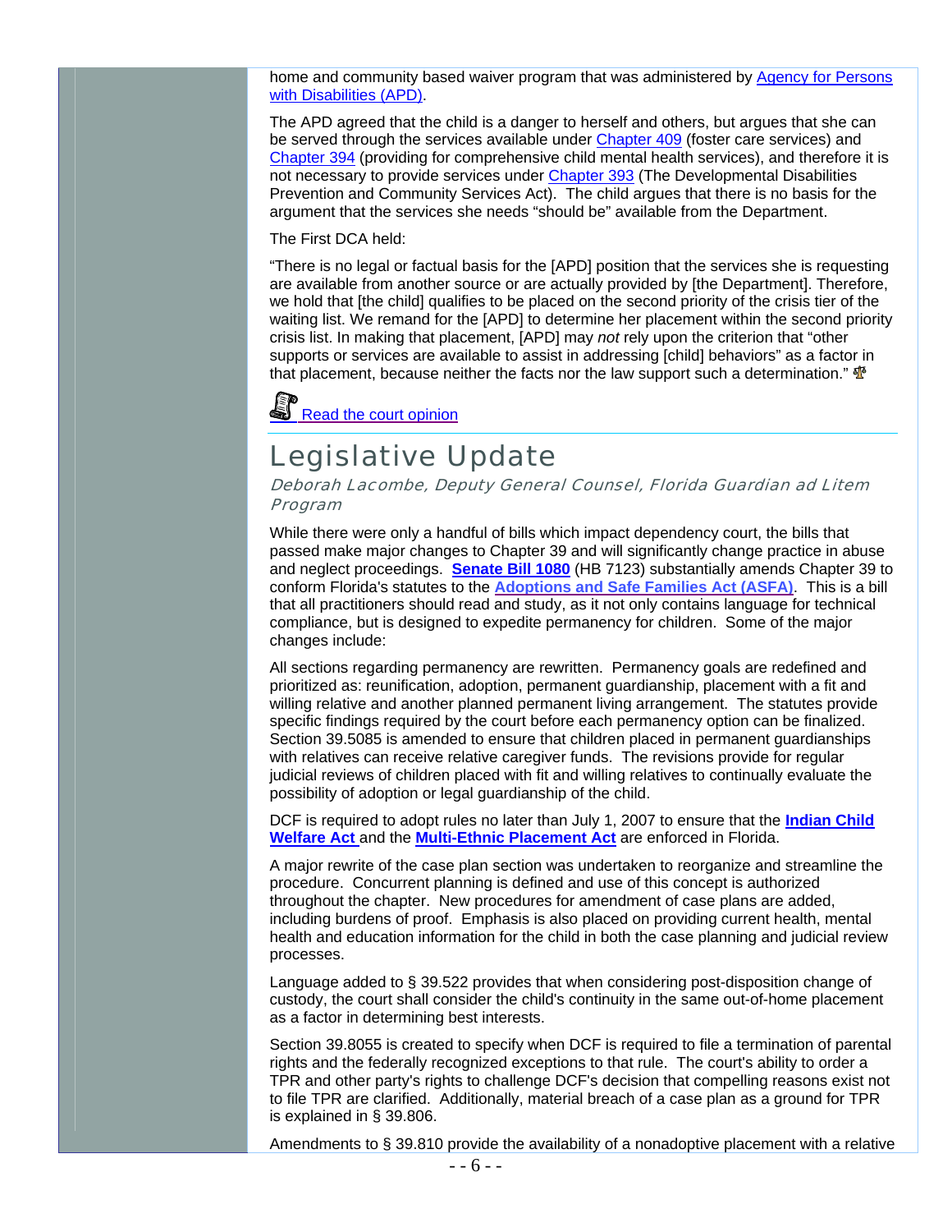home and community based waiver program that was administered by Agency for Persons with Disabilities (APD).

The APD agreed that the child is a danger to herself and others, but argues that she can be served through the services available under Chapter 409 (foster care services) and Chapter 394 (providing for comprehensive child mental health services), and therefore it is not necessary to provide services under Chapter 393 (The Developmental Disabilities Prevention and Community Services Act). The child argues that there is no basis for the argument that the services she needs "should be" available from the Department.

The First DCA held:

"There is no legal or factual basis for the [APD] position that the services she is requesting are available from another source or are actually provided by [the Department]. Therefore, we hold that [the child] qualifies to be placed on the second priority of the crisis tier of the waiting list. We remand for the [APD] to determine her placement within the second priority crisis list. In making that placement, [APD] may *not* rely upon the criterion that "other supports or services are available to assist in addressing [child] behaviors" as a factor in that placement, because neither the facts nor the law support such a determination."

Read the court opinion

## Legislative Update

*Deborah Lacombe, Deputy General Counsel, Florida Guardian ad Litem Program*

While there were only a handful of bills which impact dependency court, the bills that passed make major changes to Chapter 39 and will significantly change practice in abuse and neglect proceedings. **Senate Bill 1080** (HB 7123) substantially amends Chapter 39 to conform Florida's statutes to the **Adoptions and Safe Families Act (ASFA)**. This is a bill that all practitioners should read and study, as it not only contains language for technical compliance, but is designed to expedite permanency for children. Some of the major changes include:

All sections regarding permanency are rewritten. Permanency goals are redefined and prioritized as: reunification, adoption, permanent guardianship, placement with a fit and willing relative and another planned permanent living arrangement. The statutes provide specific findings required by the court before each permanency option can be finalized. Section 39.5085 is amended to ensure that children placed in permanent guardianships with relatives can receive relative caregiver funds. The revisions provide for regular judicial reviews of children placed with fit and willing relatives to continually evaluate the possibility of adoption or legal guardianship of the child.

DCF is required to adopt rules no later than July 1, 2007 to ensure that the **Indian Child Welfare Act** and the **Multi-Ethnic Placement Act** are enforced in Florida.

A major rewrite of the case plan section was undertaken to reorganize and streamline the procedure. Concurrent planning is defined and use of this concept is authorized throughout the chapter. New procedures for amendment of case plans are added, including burdens of proof. Emphasis is also placed on providing current health, mental health and education information for the child in both the case planning and judicial review processes.

Language added to § 39.522 provides that when considering post-disposition change of custody, the court shall consider the child's continuity in the same out-of-home placement as a factor in determining best interests.

Section 39.8055 is created to specify when DCF is required to file a termination of parental rights and the federally recognized exceptions to that rule. The court's ability to order a TPR and other party's rights to challenge DCF's decision that compelling reasons exist not to file TPR are clarified. Additionally, material breach of a case plan as a ground for TPR is explained in § 39.806.

Amendments to § 39.810 provide the availability of a nonadoptive placement with a relative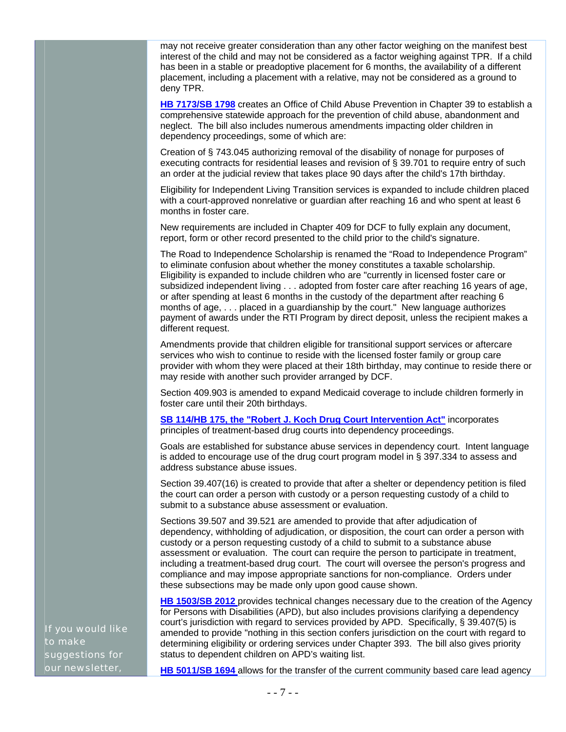may not receive greater consideration than any other factor weighing on the manifest best interest of the child and may not be considered as a factor weighing against TPR. If a child has been in a stable or preadoptive placement for 6 months, the availability of a different placement, including a placement with a relative, may not be considered as a ground to deny TPR.

**HB 7173/SB 1798** creates an Office of Child Abuse Prevention in Chapter 39 to establish a comprehensive statewide approach for the prevention of child abuse, abandonment and neglect. The bill also includes numerous amendments impacting older children in dependency proceedings, some of which are:

Creation of § 743.045 authorizing removal of the disability of nonage for purposes of executing contracts for residential leases and revision of § 39.701 to require entry of such an order at the judicial review that takes place 90 days after the child's 17th birthday.

Eligibility for Independent Living Transition services is expanded to include children placed with a court-approved nonrelative or guardian after reaching 16 and who spent at least 6 months in foster care.

New requirements are included in Chapter 409 for DCF to fully explain any document, report, form or other record presented to the child prior to the child's signature.

The Road to Independence Scholarship is renamed the "Road to Independence Program" to eliminate confusion about whether the money constitutes a taxable scholarship. Eligibility is expanded to include children who are "currently in licensed foster care or subsidized independent living . . . adopted from foster care after reaching 16 years of age, or after spending at least 6 months in the custody of the department after reaching 6 months of age, . . . placed in a guardianship by the court." New language authorizes payment of awards under the RTI Program by direct deposit, unless the recipient makes a different request.

Amendments provide that children eligible for transitional support services or aftercare services who wish to continue to reside with the licensed foster family or group care provider with whom they were placed at their 18th birthday, may continue to reside there or may reside with another such provider arranged by DCF.

Section 409.903 is amended to expand Medicaid coverage to include children formerly in foster care until their 20th birthdays.

**SB 114/HB 175, the "Robert J. Koch Drug Court Intervention Act"** incorporates principles of treatment-based drug courts into dependency proceedings.

Goals are established for substance abuse services in dependency court. Intent language is added to encourage use of the drug court program model in § 397.334 to assess and address substance abuse issues.

Section 39.407(16) is created to provide that after a shelter or dependency petition is filed the court can order a person with custody or a person requesting custody of a child to submit to a substance abuse assessment or evaluation.

Sections 39.507 and 39.521 are amended to provide that after adjudication of dependency, withholding of adjudication, or disposition, the court can order a person with custody or a person requesting custody of a child to submit to a substance abuse assessment or evaluation. The court can require the person to participate in treatment, including a treatment-based drug court. The court will oversee the person's progress and compliance and may impose appropriate sanctions for non-compliance. Orders under these subsections may be made only upon good cause shown.

**HB 1503/SB 2012** provides technical changes necessary due to the creation of the Agency for Persons with Disabilities (APD), but also includes provisions clarifying a dependency court's jurisdiction with regard to services provided by APD. Specifically, § 39.407(5) is amended to provide "nothing in this section confers jurisdiction on the court with regard to determining eligibility or ordering services under Chapter 393. The bill also gives priority status to dependent children on APD's waiting list.

**HB 5011/SB 1694** allows for the transfer of the current community based care lead agency

If you would like to make suggestions for our newsletter,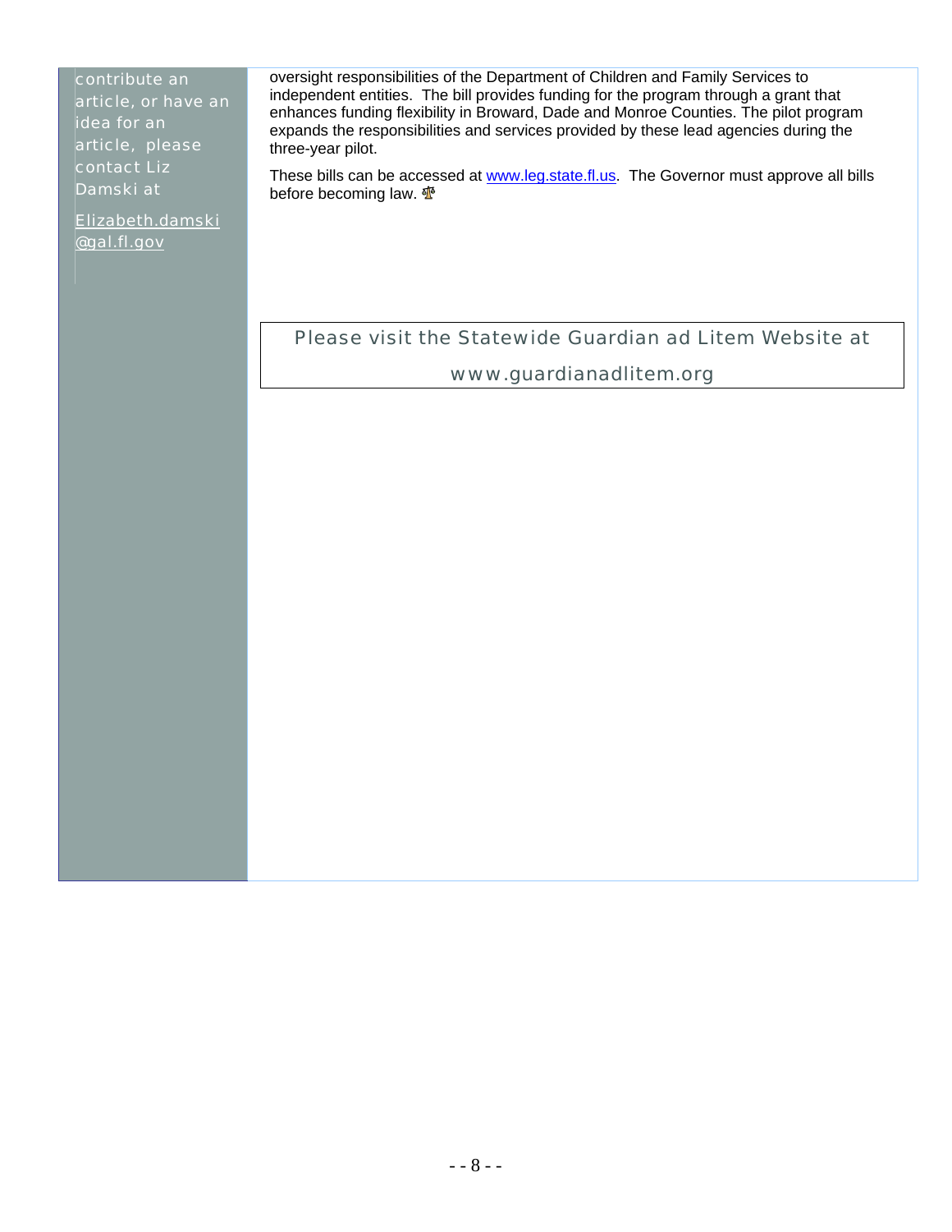contribute an article, or have an idea for an article, please contact Liz Damski at

Elizabeth.damski@gal.fl.gov

oversight responsibilities of the Department of Children and Family Services to independent entities. The bill provides funding for the program through a grant that enhances funding flexibility in Broward, Dade and Monroe Counties. The pilot program expands the responsibilities and services provided by these lead agencies during the three-year pilot.

These bills can be accessed at www.leg.state.fl.us. The Governor must approve all bills before becoming law.

Please visit the Statewide Guardian ad Litem Website at

www.guardianadlitem.org